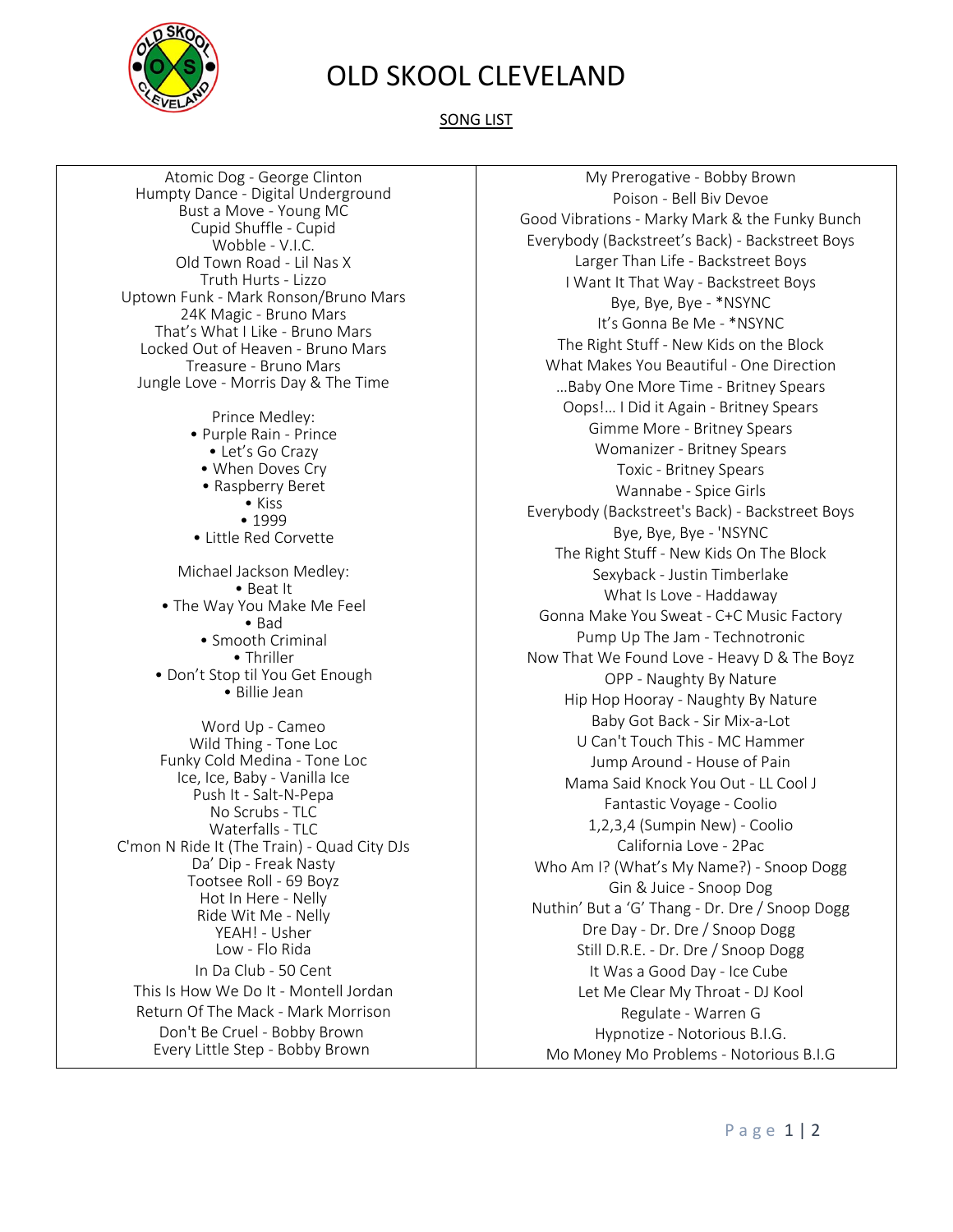# OLD SKOOL CLEVELAND

## SONG LIST

Atomic Dog - George Clinton
Humpty Dance - Digital Underground
Bust a Move - Young MC
Cupid Shuffle - Cupid
Wobble - V.I.C.
Old Town Road - Lil Nas X
Truth Hurts - Lizzo
Uptown Funk - Mark Ronson/Bruno Mars
24K Magic - Bruno Mars
That's What I Like - Bruno Mars
Locked Out of Heaven - Bruno Mars
Treasure - Bruno Mars
Jungle Love - Morris Day & The Time

Prince Medley:

- Purple Rain - Prince
- Let's Go Crazy
- When Doves Cry
- Raspberry Beret
- Kiss
- 1999
- Little Red Corvette

Michael Jackson Medley:

- Beat It
- The Way You Make Me Feel
- Bad
- Smooth Criminal
- Thriller
- Don't Stop til You Get Enough
- Billie Jean

Word Up - Cameo
Wild Thing - Tone Loc
Funky Cold Medina - Tone Loc
Ice, Ice, Baby - Vanilla Ice
Push It - Salt-N-Pepa
No Scrubs - TLC
Waterfalls - TLC
C'mon N Ride It (The Train) - Quad City DJs
Da' Dip - Freak Nasty
Tootsee Roll - 69 Boyz
Hot In Here - Nelly
Ride Wit Me - Nelly
YEAH! - Usher
Low - Flo Rida
In Da Club - 50 Cent
This Is How We Do It - Montell Jordan
Return Of The Mack - Mark Morrison
Don't Be Cruel - Bobby Brown
Every Little Step - Bobby Brown

My Prerogative - Bobby Brown
Poison - Bell Biv Devoe
Good Vibrations - Marky Mark & the Funky Bunch
Everybody (Backstreet's Back) - Backstreet Boys
Larger Than Life - Backstreet Boys
I Want It That Way - Backstreet Boys
Bye, Bye, Bye - *NSYNC
It's Gonna Be Me - *NSYNC
The Right Stuff - New Kids on the Block
What Makes You Beautiful - One Direction
...Baby One More Time - Britney Spears
Oops!... I Did it Again - Britney Spears
Gimme More - Britney Spears
Womanizer - Britney Spears
Toxic - Britney Spears
Wannabe - Spice Girls
Everybody (Backstreet's Back) - Backstreet Boys
Bye, Bye, Bye - 'NSYNC
The Right Stuff - New Kids On The Block
Sexyback - Justin Timberlake
What Is Love - Haddaway
Gonna Make You Sweat - C+C Music Factory
Pump Up The Jam - Technotronic
Now That We Found Love - Heavy D & The Boyz
OPP - Naughty By Nature
Hip Hop Hooray - Naughty By Nature
Baby Got Back - Sir Mix-a-Lot
U Can't Touch This - MC Hammer
Jump Around - House of Pain
Mama Said Knock You Out - LL Cool J
Fantastic Voyage - Coolio
1,2,3,4 (Sumpin New) - Coolio
California Love - 2Pac
Who Am I? (What's My Name?) - Snoop Dogg
Gin & Juice - Snoop Dog
Nuthin' But a 'G' Thang - Dr. Dre / Snoop Dogg
Dre Day - Dr. Dre / Snoop Dogg
Still D.R.E. - Dr. Dre / Snoop Dogg
It Was a Good Day - Ice Cube
Let Me Clear My Throat - DJ Kool
Regulate - Warren G
Hypnotize - Notorious B.I.G.
Mo Money Mo Problems - Notorious B.I.G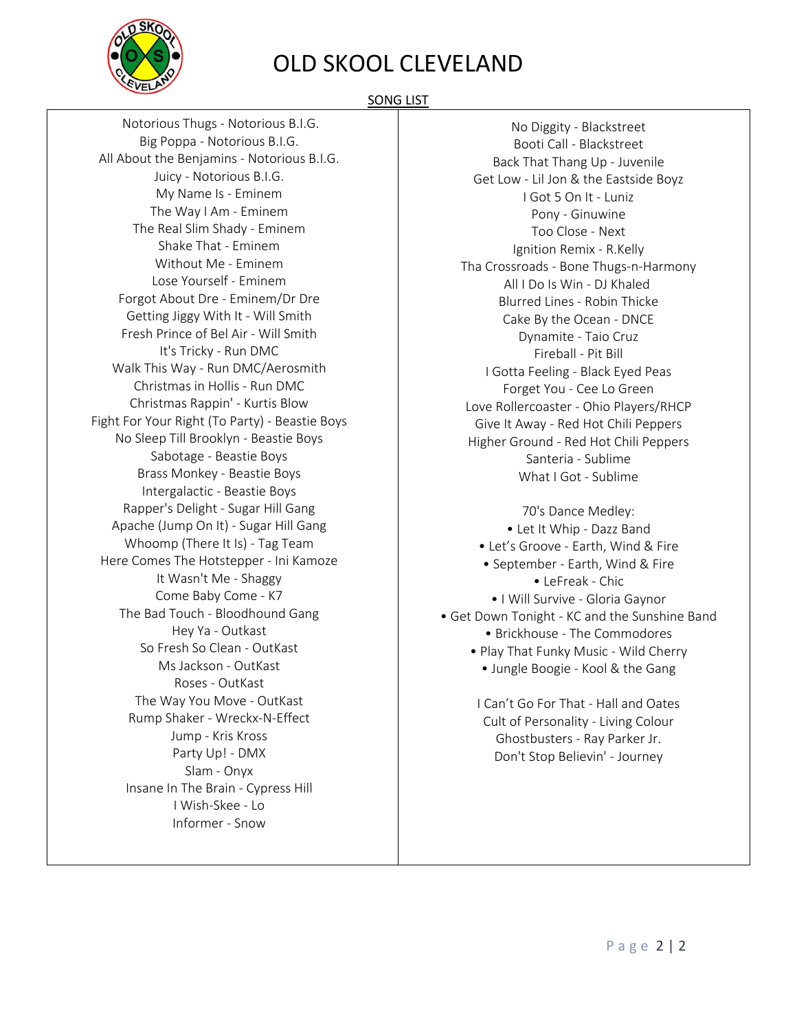# OLD SKOOL CLEVELAND

SONG LIST

Notorious Thugs - Notorious B.I.G.
Big Poppa - Notorious B.I.G.
All About the Benjamins - Notorious B.I.G.
Juicy - Notorious B.I.G.
My Name Is - Eminem
The Way I Am - Eminem
The Real Slim Shady - Eminem
Shake That - Eminem
Without Me - Eminem
Lose Yourself - Eminem
Forgot About Dre - Eminem/Dr Dre
Getting Jiggy With It - Will Smith
Fresh Prince of Bel Air - Will Smith
It's Tricky - Run DMC
Walk This Way - Run DMC/Aerosmith
Christmas in Hollis - Run DMC
Christmas Rappin' - Kurtis Blow
Fight For Your Right (To Party) - Beastie Boys
No Sleep Till Brooklyn - Beastie Boys
Sabotage - Beastie Boys
Brass Monkey - Beastie Boys
Intergalactic - Beastie Boys
Rapper's Delight - Sugar Hill Gang
Apache (Jump On It) - Sugar Hill Gang
Whoomp (There It Is) - Tag Team
Here Comes The Hotstepper - Ini Kamoze
It Wasn't Me - Shaggy
Come Baby Come - K7
The Bad Touch - Bloodhound Gang
Hey Ya - Outkast
So Fresh So Clean - OutKast
Ms Jackson - OutKast
Roses - OutKast
The Way You Move - OutKast
Rump Shaker - Wreckx-N-Effect
Jump - Kris Kross
Party Up! - DMX
Slam - Onyx
Insane In The Brain - Cypress Hill
I Wish-Skee - Lo
Informer - Snow

No Diggity - Blackstreet
Booti Call - Blackstreet
Back That Thang Up - Juvenile
Get Low - Lil Jon & the Eastside Boyz
I Got 5 On It - Luniz
Pony - Ginuwine
Too Close - Next
Ignition Remix - R.Kelly
Tha Crossroads - Bone Thugs-n-Harmony
All I Do Is Win - DJ Khaled
Blurred Lines - Robin Thicke
Cake By the Ocean - DNCE
Dynamite - Taio Cruz
Fireball - Pit Bill
I Gotta Feeling - Black Eyed Peas
Forget You - Cee Lo Green
Love Rollercoaster - Ohio Players/RHCP
Give It Away - Red Hot Chili Peppers
Higher Ground - Red Hot Chili Peppers
Santeria - Sublime
What I Got - Sublime

70's Dance Medley:

- Let It Whip - Dazz Band
- Let's Groove - Earth, Wind & Fire
- September - Earth, Wind & Fire
- LeFreak - Chic
- I Will Survive - Gloria Gaynor
- Get Down Tonight - KC and the Sunshine Band
- Brickhouse - The Commodores
- Play That Funky Music - Wild Cherry
- Jungle Boogie - Kool & the Gang

I Can't Go For That - Hall and Oates
Cult of Personality - Living Colour
Ghostbusters - Ray Parker Jr.
Don't Stop Believin' - Journey